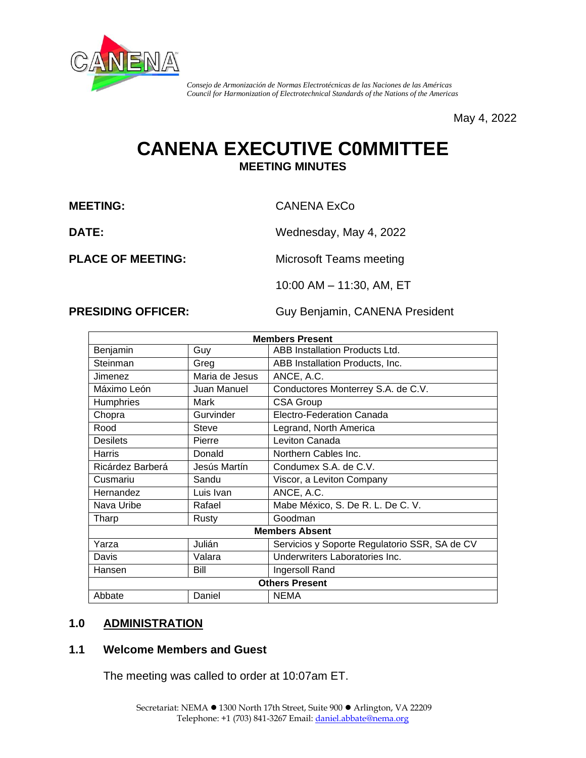CANENA

*Consejo de Armonización de Normas Electrotécnicas de las Naciones de las Américas*
*Council for Harmonization of Electrotechnical Standards of the Nations of the Americas*

May 4, 2022

# CANENA EXECUTIVE C0MMITTEE

## MEETING MINUTES

**MEETING:** CANENA ExCo

**DATE:** Wednesday, May 4, 2022

**PLACE OF MEETING:** Microsoft Teams meeting

10:00 AM – 11:30, AM, ET

**PRESIDING OFFICER:** Guy Benjamin, CANENA President

| **Members Present** | | |
|---|---|---|
| Benjamin | Guy | ABB Installation Products Ltd. |
| Steinman | Greg | ABB Installation Products, Inc. |
| Jimenez | Maria de Jesus | ANCE, A.C. |
| Máximo León | Juan Manuel | Conductores Monterrey S.A. de C.V. |
| Humphries | Mark | CSA Group |
| Chopra | Gurvinder | Electro-Federation Canada |
| Rood | Steve | Legrand, North America |
| Desilets | Pierre | Leviton Canada |
| Harris | Donald | Northern Cables Inc. |
| Ricárdez Barberá | Jesús Martín | Condumex S.A. de C.V. |
| Cusmariu | Sandu | Viscor, a Leviton Company |
| Hernandez | Luis Ivan | ANCE, A.C. |
| Nava Uribe | Rafael | Mabe México, S. De R. L. De C. V. |
| Tharp | Rusty | Goodman |
| **Members Absent** | | |
| Yarza | Julián | Servicios y Soporte Regulatorio SSR, SA de CV |
| Davis | Valara | Underwriters Laboratories Inc. |
| Hansen | Bill | Ingersoll Rand |
| **Others Present** | | |
| Abbate | Daniel | NEMA |

## 1.0 ADMINISTRATION

### 1.1 Welcome Members and Guest

The meeting was called to order at 10:07am ET.

Secretariat: NEMA ● 1300 North 17th Street, Suite 900 ● Arlington, VA 22209
Telephone: +1 (703) 841-3267 Email: daniel.abbate@nema.org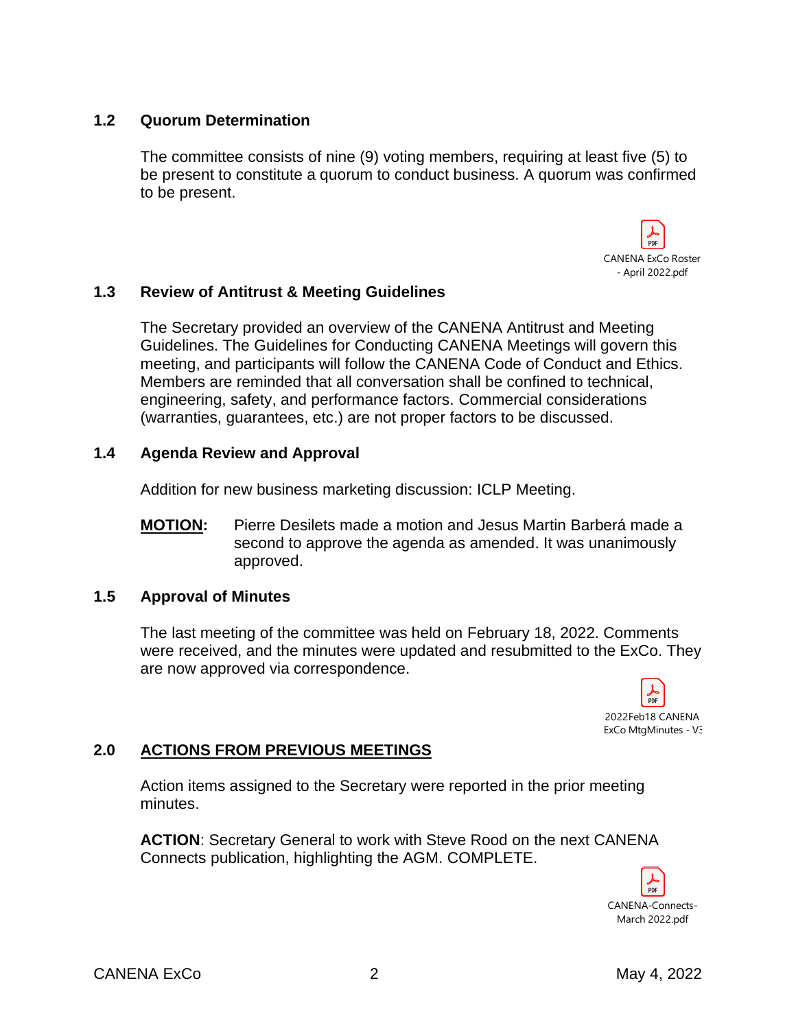### 1.2 Quorum Determination

The committee consists of nine (9) voting members, requiring at least five (5) to be present to constitute a quorum to conduct business. A quorum was confirmed to be present.

CANENA ExCo Roster - April 2022.pdf

### 1.3 Review of Antitrust & Meeting Guidelines

The Secretary provided an overview of the CANENA Antitrust and Meeting Guidelines. The Guidelines for Conducting CANENA Meetings will govern this meeting, and participants will follow the CANENA Code of Conduct and Ethics. Members are reminded that all conversation shall be confined to technical, engineering, safety, and performance factors. Commercial considerations (warranties, guarantees, etc.) are not proper factors to be discussed.

### 1.4 Agenda Review and Approval

Addition for new business marketing discussion: ICLP Meeting.

**MOTION:** Pierre Desilets made a motion and Jesus Martin Barberá made a second to approve the agenda as amended. It was unanimously approved.

### 1.5 Approval of Minutes

The last meeting of the committee was held on February 18, 2022. Comments were received, and the minutes were updated and resubmitted to the ExCo. They are now approved via correspondence.

2022Feb18 CANENA ExCo MtgMinutes - V3

## 2.0 ACTIONS FROM PREVIOUS MEETINGS

Action items assigned to the Secretary were reported in the prior meeting minutes.

**ACTION**: Secretary General to work with Steve Rood on the next CANENA Connects publication, highlighting the AGM. COMPLETE.

CANENA-Connects-March 2022.pdf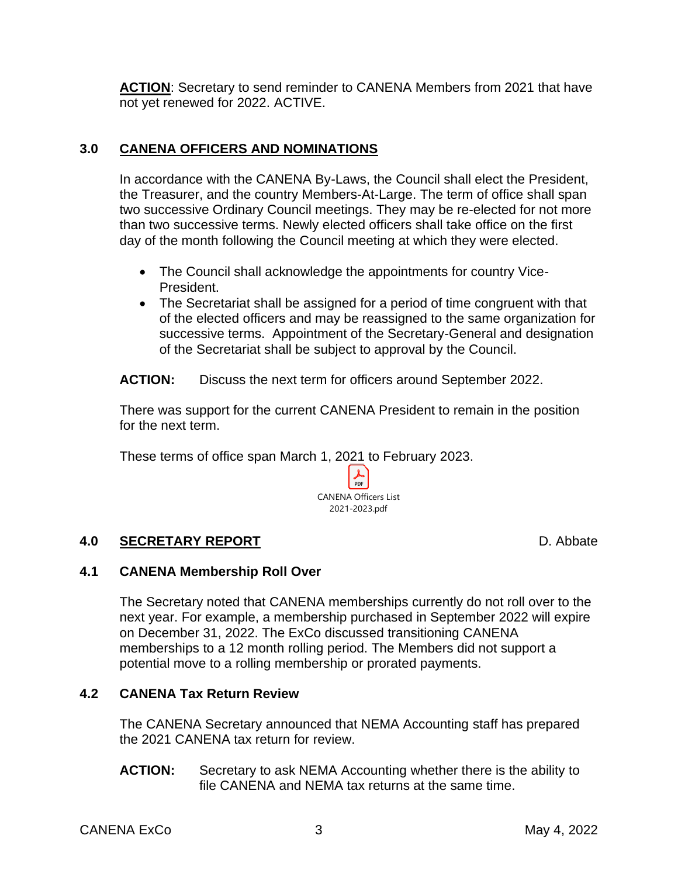**ACTION**: Secretary to send reminder to CANENA Members from 2021 that have not yet renewed for 2022. ACTIVE.

## 3.0 CANENA OFFICERS AND NOMINATIONS

In accordance with the CANENA By-Laws, the Council shall elect the President, the Treasurer, and the country Members-At-Large. The term of office shall span two successive Ordinary Council meetings. They may be re-elected for not more than two successive terms. Newly elected officers shall take office on the first day of the month following the Council meeting at which they were elected.

- The Council shall acknowledge the appointments for country Vice-President.
- The Secretariat shall be assigned for a period of time congruent with that of the elected officers and may be reassigned to the same organization for successive terms. Appointment of the Secretary-General and designation of the Secretariat shall be subject to approval by the Council.

**ACTION:** Discuss the next term for officers around September 2022.

There was support for the current CANENA President to remain in the position for the next term.

These terms of office span March 1, 2021 to February 2023.

CANENA Officers List 2021-2023.pdf

## 4.0 SECRETARY REPORT — D. Abbate

### 4.1 CANENA Membership Roll Over

The Secretary noted that CANENA memberships currently do not roll over to the next year. For example, a membership purchased in September 2022 will expire on December 31, 2022. The ExCo discussed transitioning CANENA memberships to a 12 month rolling period. The Members did not support a potential move to a rolling membership or prorated payments.

### 4.2 CANENA Tax Return Review

The CANENA Secretary announced that NEMA Accounting staff has prepared the 2021 CANENA tax return for review.

**ACTION:** Secretary to ask NEMA Accounting whether there is the ability to file CANENA and NEMA tax returns at the same time.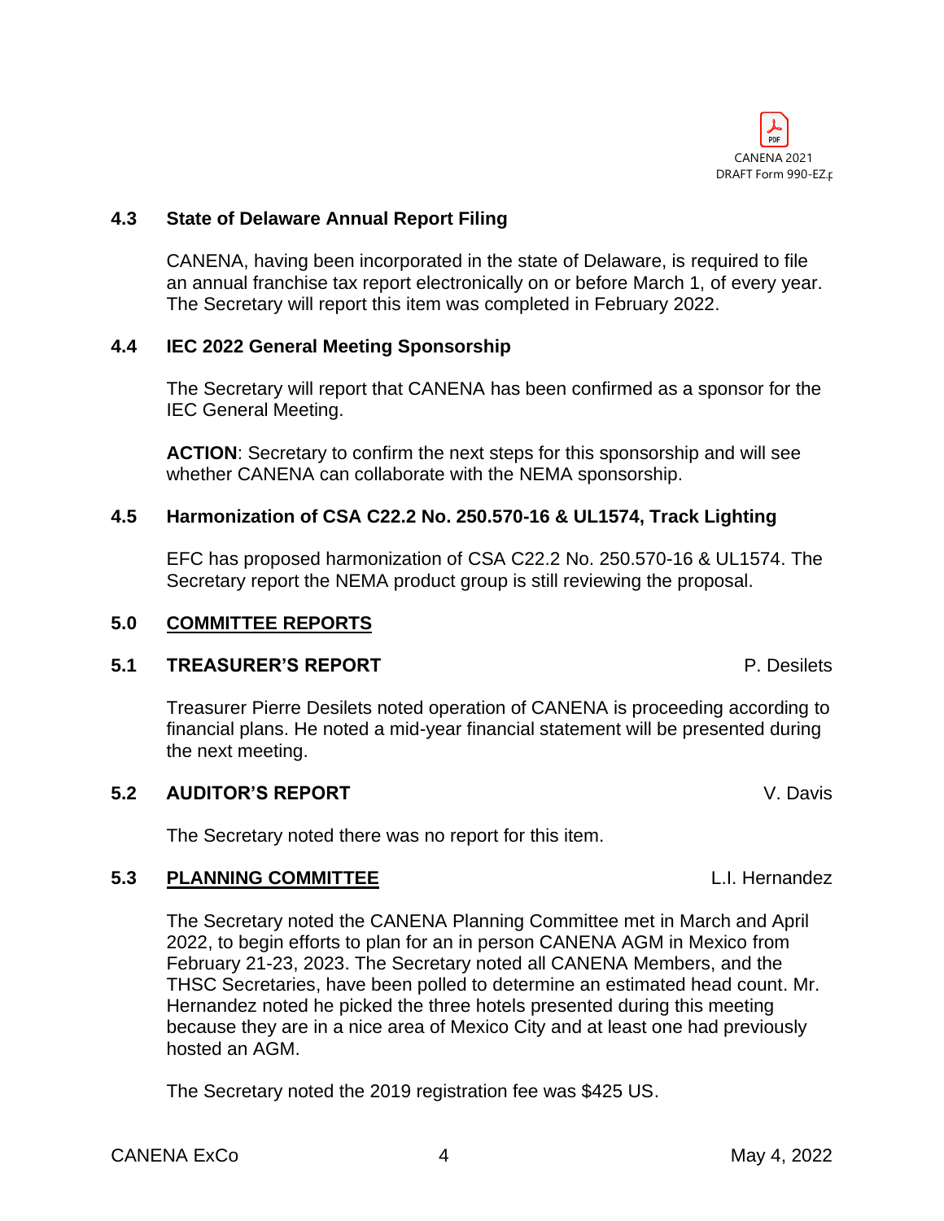CANENA 2021 DRAFT Form 990-EZ.p

### 4.3 State of Delaware Annual Report Filing

CANENA, having been incorporated in the state of Delaware, is required to file an annual franchise tax report electronically on or before March 1, of every year. The Secretary will report this item was completed in February 2022.

### 4.4 IEC 2022 General Meeting Sponsorship

The Secretary will report that CANENA has been confirmed as a sponsor for the IEC General Meeting.

**ACTION**: Secretary to confirm the next steps for this sponsorship and will see whether CANENA can collaborate with the NEMA sponsorship.

### 4.5 Harmonization of CSA C22.2 No. 250.570-16 & UL1574, Track Lighting

EFC has proposed harmonization of CSA C22.2 No. 250.570-16 & UL1574. The Secretary report the NEMA product group is still reviewing the proposal.

## 5.0 COMMITTEE REPORTS

### 5.1 TREASURER'S REPORT — P. Desilets

Treasurer Pierre Desilets noted operation of CANENA is proceeding according to financial plans. He noted a mid-year financial statement will be presented during the next meeting.

### 5.2 AUDITOR'S REPORT — V. Davis

The Secretary noted there was no report for this item.

### 5.3 PLANNING COMMITTEE — L.I. Hernandez

The Secretary noted the CANENA Planning Committee met in March and April 2022, to begin efforts to plan for an in person CANENA AGM in Mexico from February 21-23, 2023. The Secretary noted all CANENA Members, and the THSC Secretaries, have been polled to determine an estimated head count. Mr. Hernandez noted he picked the three hotels presented during this meeting because they are in a nice area of Mexico City and at least one had previously hosted an AGM.

The Secretary noted the 2019 registration fee was $425 US.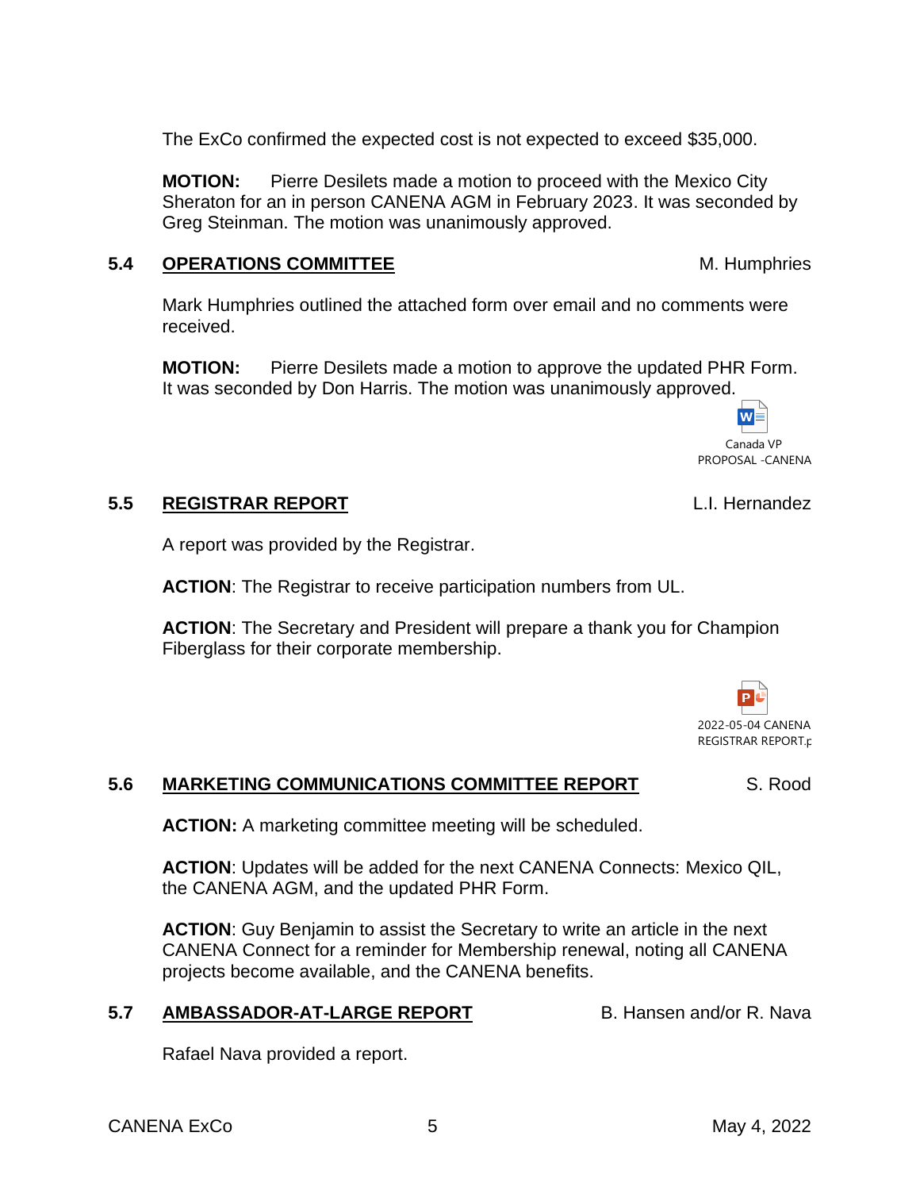The ExCo confirmed the expected cost is not expected to exceed $35,000.

**MOTION:** Pierre Desilets made a motion to proceed with the Mexico City Sheraton for an in person CANENA AGM in February 2023. It was seconded by Greg Steinman. The motion was unanimously approved.

## 5.4 OPERATIONS COMMITTEE — M. Humphries

Mark Humphries outlined the attached form over email and no comments were received.

**MOTION:** Pierre Desilets made a motion to approve the updated PHR Form. It was seconded by Don Harris. The motion was unanimously approved.

Canada VP PROPOSAL -CANENA

## 5.5 REGISTRAR REPORT — L.I. Hernandez

A report was provided by the Registrar.

**ACTION**: The Registrar to receive participation numbers from UL.

**ACTION**: The Secretary and President will prepare a thank you for Champion Fiberglass for their corporate membership.

2022-05-04 CANENA REGISTRAR REPORT.p

## 5.6 MARKETING COMMUNICATIONS COMMITTEE REPORT — S. Rood

**ACTION:** A marketing committee meeting will be scheduled.

**ACTION**: Updates will be added for the next CANENA Connects: Mexico QIL, the CANENA AGM, and the updated PHR Form.

**ACTION**: Guy Benjamin to assist the Secretary to write an article in the next CANENA Connect for a reminder for Membership renewal, noting all CANENA projects become available, and the CANENA benefits.

## 5.7 AMBASSADOR-AT-LARGE REPORT — B. Hansen and/or R. Nava

Rafael Nava provided a report.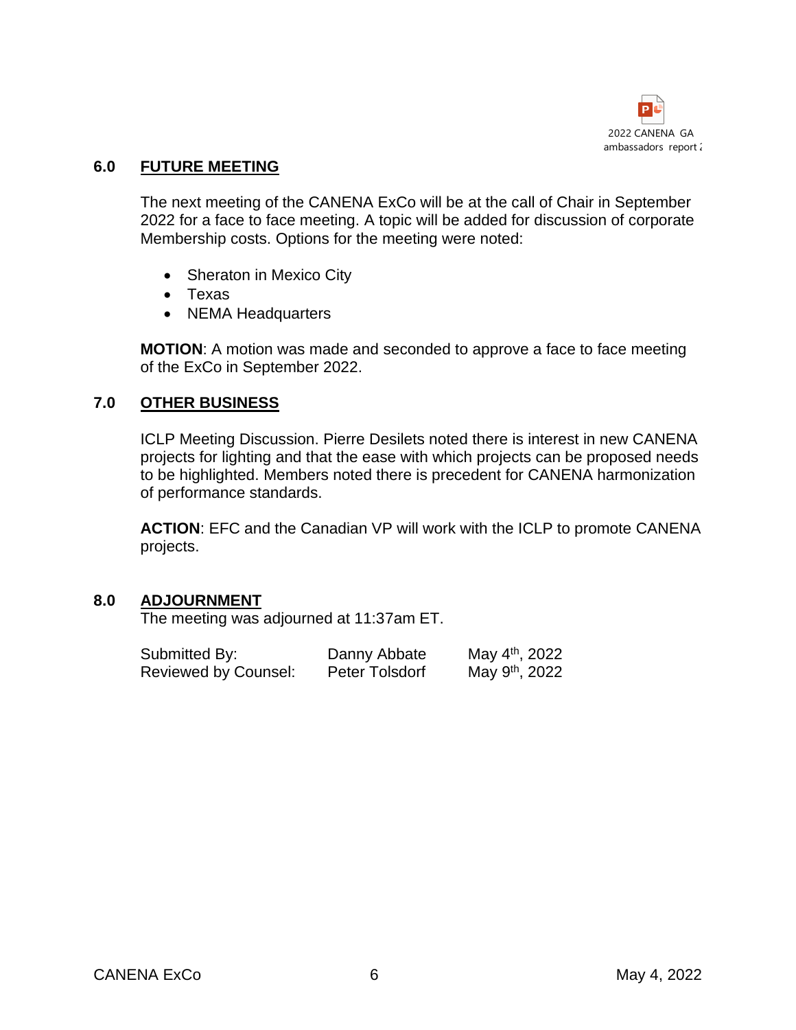2022 CANENA GA ambassadors report

## 6.0 FUTURE MEETING

The next meeting of the CANENA ExCo will be at the call of Chair in September 2022 for a face to face meeting. A topic will be added for discussion of corporate Membership costs. Options for the meeting were noted:

- Sheraton in Mexico City
- Texas
- NEMA Headquarters

**MOTION**: A motion was made and seconded to approve a face to face meeting of the ExCo in September 2022.

## 7.0 OTHER BUSINESS

ICLP Meeting Discussion. Pierre Desilets noted there is interest in new CANENA projects for lighting and that the ease with which projects can be proposed needs to be highlighted. Members noted there is precedent for CANENA harmonization of performance standards.

**ACTION**: EFC and the Canadian VP will work with the ICLP to promote CANENA projects.

## 8.0 ADJOURNMENT

The meeting was adjourned at 11:37am ET.

| | | |
|---|---|---|
| Submitted By: | Danny Abbate | May 4th, 2022 |
| Reviewed by Counsel: | Peter Tolsdorf | May 9th, 2022 |